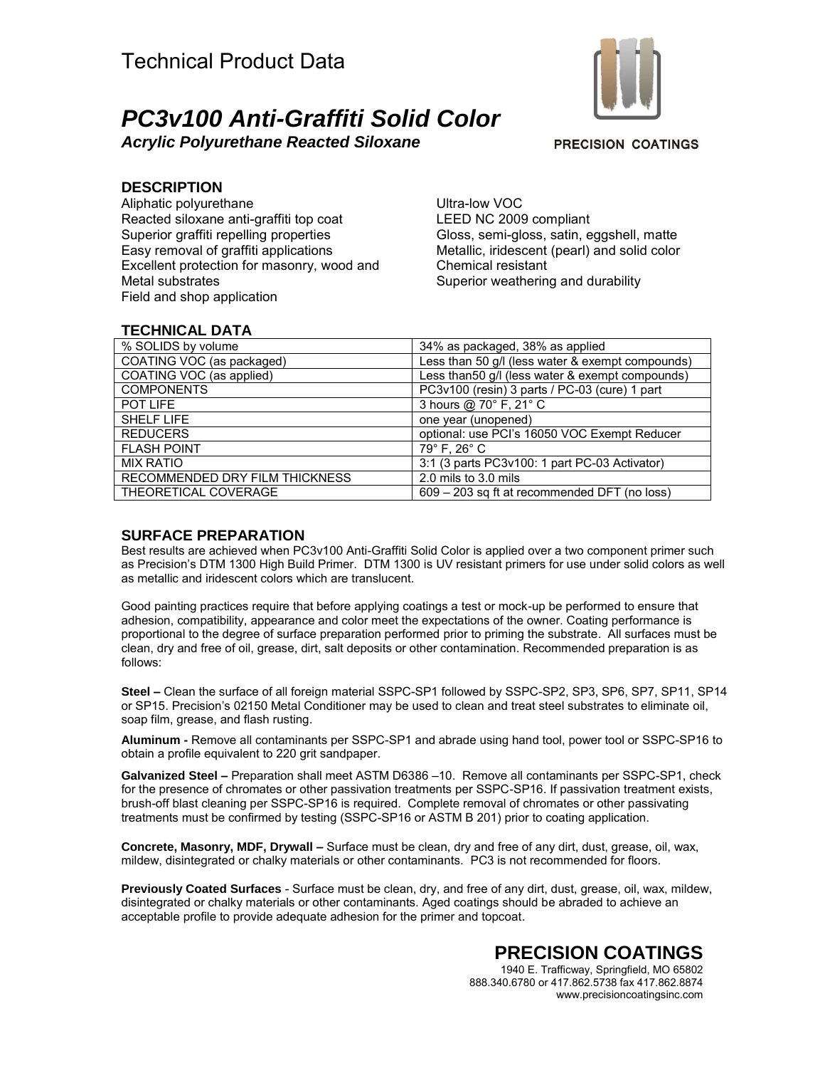# Technical Product Data

## *PC3v100 Anti-Graffiti Solid Color*

### *Acrylic Polyurethane Reacted Siloxane*

PRECISION COATINGS

### DESCRIPTION

Aliphatic polyurethane
Reacted siloxane anti-graffiti top coat
Superior graffiti repelling properties
Easy removal of graffiti applications
Excellent protection for masonry, wood and Metal substrates
Field and shop application

Ultra-low VOC
LEED NC 2009 compliant
Gloss, semi-gloss, satin, eggshell, matte
Metallic, iridescent (pearl) and solid color
Chemical resistant
Superior weathering and durability

### TECHNICAL DATA

| | |
|---|---|
| % SOLIDS by volume | 34% as packaged, 38% as applied |
| COATING VOC (as packaged) | Less than 50 g/l (less water & exempt compounds) |
| COATING VOC (as applied) | Less than50 g/l (less water & exempt compounds) |
| COMPONENTS | PC3v100 (resin) 3 parts / PC-03 (cure) 1 part |
| POT LIFE | 3 hours @ 70° F, 21° C |
| SHELF LIFE | one year (unopened) |
| REDUCERS | optional: use PCI's 16050 VOC Exempt Reducer |
| FLASH POINT | 79° F, 26° C |
| MIX RATIO | 3:1 (3 parts PC3v100: 1 part PC-03 Activator) |
| RECOMMENDED DRY FILM THICKNESS | 2.0 mils to 3.0 mils |
| THEORETICAL COVERAGE | 609 – 203 sq ft at recommended DFT (no loss) |

### SURFACE PREPARATION

Best results are achieved when PC3v100 Anti-Graffiti Solid Color is applied over a two component primer such as Precision's DTM 1300 High Build Primer. DTM 1300 is UV resistant primers for use under solid colors as well as metallic and iridescent colors which are translucent.

Good painting practices require that before applying coatings a test or mock-up be performed to ensure that adhesion, compatibility, appearance and color meet the expectations of the owner. Coating performance is proportional to the degree of surface preparation performed prior to priming the substrate. All surfaces must be clean, dry and free of oil, grease, dirt, salt deposits or other contamination. Recommended preparation is as follows:

**Steel –** Clean the surface of all foreign material SSPC-SP1 followed by SSPC-SP2, SP3, SP6, SP7, SP11, SP14 or SP15. Precision's 02150 Metal Conditioner may be used to clean and treat steel substrates to eliminate oil, soap film, grease, and flash rusting.

**Aluminum -** Remove all contaminants per SSPC-SP1 and abrade using hand tool, power tool or SSPC-SP16 to obtain a profile equivalent to 220 grit sandpaper.

**Galvanized Steel –** Preparation shall meet ASTM D6386 –10. Remove all contaminants per SSPC-SP1, check for the presence of chromates or other passivation treatments per SSPC-SP16. If passivation treatment exists, brush-off blast cleaning per SSPC-SP16 is required. Complete removal of chromates or other passivating treatments must be confirmed by testing (SSPC-SP16 or ASTM B 201) prior to coating application.

**Concrete, Masonry, MDF, Drywall –** Surface must be clean, dry and free of any dirt, dust, grease, oil, wax, mildew, disintegrated or chalky materials or other contaminants. PC3 is not recommended for floors.

**Previously Coated Surfaces** - Surface must be clean, dry, and free of any dirt, dust, grease, oil, wax, mildew, disintegrated or chalky materials or other contaminants. Aged coatings should be abraded to achieve an acceptable profile to provide adequate adhesion for the primer and topcoat.

**PRECISION COATINGS**
1940 E. Trafficway, Springfield, MO 65802
888.340.6780 or 417.862.5738 fax 417.862.8874
www.precisioncoatingsinc.com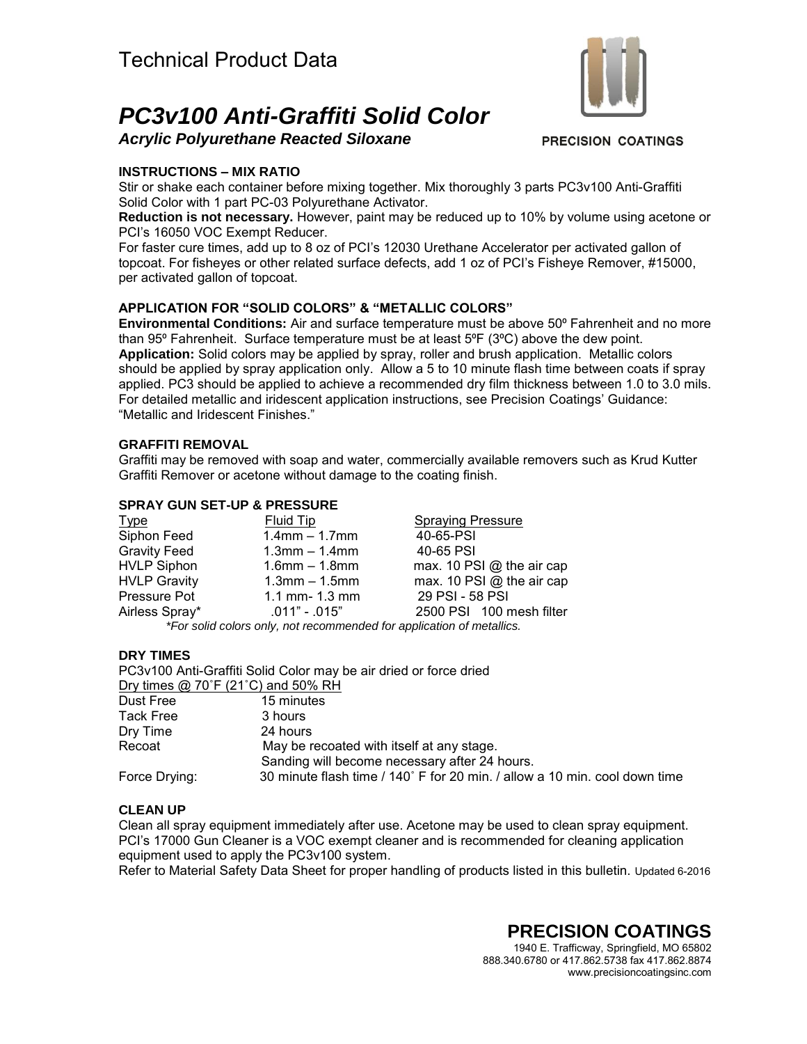# Technical Product Data

## *PC3v100 Anti-Graffiti Solid Color*

### *Acrylic Polyurethane Reacted Siloxane*

PRECISION COATINGS

**INSTRUCTIONS – MIX RATIO**

Stir or shake each container before mixing together. Mix thoroughly 3 parts PC3v100 Anti-Graffiti Solid Color with 1 part PC-03 Polyurethane Activator.

**Reduction is not necessary.** However, paint may be reduced up to 10% by volume using acetone or PCI's 16050 VOC Exempt Reducer.

For faster cure times, add up to 8 oz of PCI's 12030 Urethane Accelerator per activated gallon of topcoat. For fisheyes or other related surface defects, add 1 oz of PCI's Fisheye Remover, #15000, per activated gallon of topcoat.

**APPLICATION FOR "SOLID COLORS" & "METALLIC COLORS"**

**Environmental Conditions:** Air and surface temperature must be above 50º Fahrenheit and no more than 95º Fahrenheit. Surface temperature must be at least 5ºF (3ºC) above the dew point.

**Application:** Solid colors may be applied by spray, roller and brush application. Metallic colors should be applied by spray application only. Allow a 5 to 10 minute flash time between coats if spray applied. PC3 should be applied to achieve a recommended dry film thickness between 1.0 to 3.0 mils. For detailed metallic and iridescent application instructions, see Precision Coatings' Guidance: "Metallic and Iridescent Finishes."

**GRAFFITI REMOVAL**

Graffiti may be removed with soap and water, commercially available removers such as Krud Kutter Graffiti Remover or acetone without damage to the coating finish.

**SPRAY GUN SET-UP & PRESSURE**

| Type | Fluid Tip | Spraying Pressure |
|---|---|---|
| Siphon Feed | 1.4mm – 1.7mm | 40-65-PSI |
| Gravity Feed | 1.3mm – 1.4mm | 40-65 PSI |
| HVLP Siphon | 1.6mm – 1.8mm | max. 10 PSI @ the air cap |
| HVLP Gravity | 1.3mm – 1.5mm | max. 10 PSI @ the air cap |
| Pressure Pot | 1.1 mm- 1.3 mm | 29 PSI - 58 PSI |
| Airless Spray* | .011" - .015" | 2500 PSI 100 mesh filter |

*For solid colors only, not recommended for application of metallics.*

**DRY TIMES**

PC3v100 Anti-Graffiti Solid Color may be air dried or force dried

Dry times @ 70˚F (21˚C) and 50% RH

| | |
|---|---|
| Dust Free | 15 minutes |
| Tack Free | 3 hours |
| Dry Time | 24 hours |
| Recoat | May be recoated with itself at any stage. Sanding will become necessary after 24 hours. |
| Force Drying: | 30 minute flash time / 140˚ F for 20 min. / allow a 10 min. cool down time |

**CLEAN UP**

Clean all spray equipment immediately after use. Acetone may be used to clean spray equipment. PCI's 17000 Gun Cleaner is a VOC exempt cleaner and is recommended for cleaning application equipment used to apply the PC3v100 system.

Refer to Material Safety Data Sheet for proper handling of products listed in this bulletin. Updated 6-2016

**PRECISION COATINGS**

1940 E. Trafficway, Springfield, MO 65802
888.340.6780 or 417.862.5738 fax 417.862.8874
www.precisioncoatingsinc.com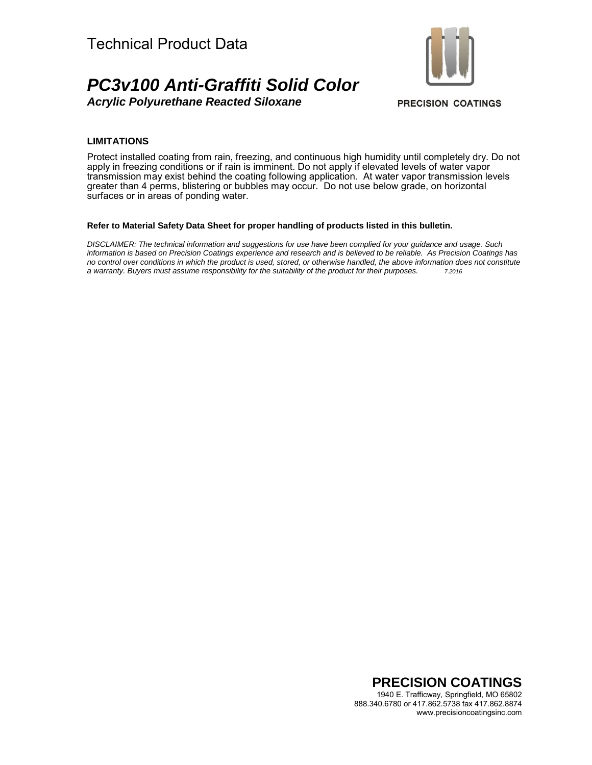### LIMITATIONS

Protect installed coating from rain, freezing, and continuous high humidity until completely dry. Do not apply in freezing conditions or if rain is imminent. Do not apply if elevated levels of water vapor transmission may exist behind the coating following application. At water vapor transmission levels greater than 4 perms, blistering or bubbles may occur. Do not use below grade, on horizontal surfaces or in areas of ponding water.

**Refer to Material Safety Data Sheet for proper handling of products listed in this bulletin.**

*DISCLAIMER: The technical information and suggestions for use have been complied for your guidance and usage. Such information is based on Precision Coatings experience and research and is believed to be reliable. As Precision Coatings has no control over conditions in which the product is used, stored, or otherwise handled, the above information does not constitute a warranty. Buyers must assume responsibility for the suitability of the product for their purposes.* *7.2016*

**PRECISION COATINGS**
1940 E. Trafficway, Springfield, MO 65802
888.340.6780 or 417.862.5738 fax 417.862.8874
www.precisioncoatingsinc.com